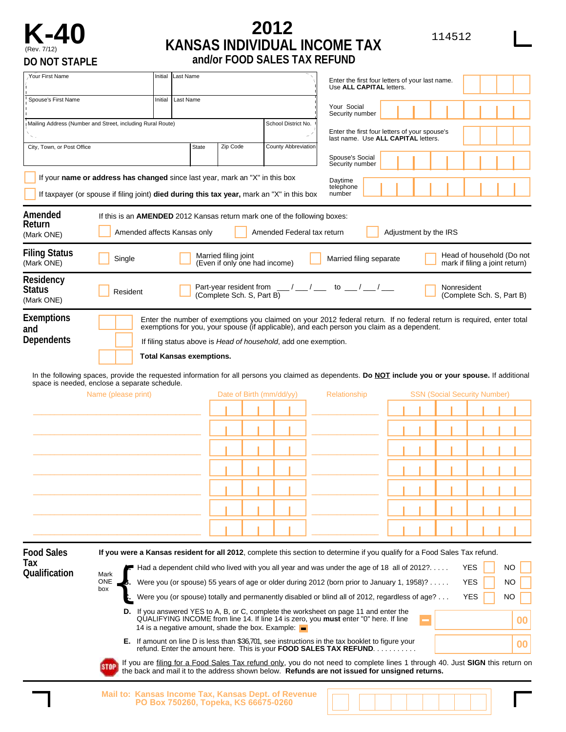# K-40

(Rev. 7/12)

**DO NOT STAPLE**

# 2012 KANSAS INDIVIDUAL INCOME TAX and/or FOOD SALES TAX REFUND

114512

| Your First Name | Initial | Last Name |
|---|---|---|
| Spouse's First Name | Initial | Last Name |

| Mailing Address (Number and Street, including Rural Route) | | | School District No. |
|---|---|---|---|
| City, Town, or Post Office | State | Zip Code | County Abbreviation |

Enter the first four letters of your last name. Use **ALL CAPITAL** letters.

Your Social Security number

Enter the first four letters of your spouse's last name. Use **ALL CAPITAL** letters.

Spouse's Social Security number

Daytime telephone number

☐ If your **name or address has changed** since last year, mark an "X" in this box

☐ If taxpayer (or spouse if filing joint) **died during this tax year,** mark an "X" in this box

## Amended Return (Mark ONE)

If this is an **AMENDED** 2012 Kansas return mark one of the following boxes:

☐ Amended affects Kansas only ☐ Amended Federal tax return ☐ Adjustment by the IRS

## Filing Status (Mark ONE)

☐ Single ☐ Married filing joint (Even if only one had income) ☐ Married filing separate ☐ Head of household (Do not mark if filing a joint return)

## Residency Status (Mark ONE)

☐ Resident ☐ Part-year resident from \_\_\_ / \_\_\_ / \_\_\_ to \_\_\_ / \_\_\_ / \_\_\_ (Complete Sch. S, Part B) ☐ Nonresident (Complete Sch. S, Part B)

## Exemptions and Dependents

Enter the number of exemptions you claimed on your 2012 federal return. If no federal return is required, enter total exemptions for you, your spouse (if applicable), and each person you claim as a dependent.

If filing status above is *Head of household*, add one exemption.

**Total Kansas exemptions.**

In the following spaces, provide the requested information for all persons you claimed as dependents. **Do NOT include you or your spouse.** If additional space is needed, enclose a separate schedule.

| Name (please print) | Date of Birth (mm/dd/yy) | Relationship | SSN (Social Security Number) |
|---|---|---|---|
| | | | |
| | | | |
| | | | |
| | | | |
| | | | |
| | | | |
| | | | |

## Food Sales Tax Qualification

**If you were a Kansas resident for all 2012**, complete this section to determine if you qualify for a Food Sales Tax refund.

Mark ONE box

**A.** Had a dependent child who lived with you all year and was under the age of 18 all of 2012?. . . . . YES ☐ NO ☐

**B.** Were you (or spouse) 55 years of age or older during 2012 (born prior to January 1, 1958)? . . . . . YES ☐ NO ☐

**C.** Were you (or spouse) totally and permanently disabled or blind all of 2012, regardless of age? . . . YES ☐ NO ☐

**D.** If you answered YES to A, B, or C, complete the worksheet on page 11 and enter the QUALIFYING INCOME from line 14. If line 14 is zero, you **must** enter "0" here. If line 14 is a negative amount, shade the box. Example: ▬ &nbsp;&nbsp; 00

**E.** If amount on line D is less than $36,701, see instructions in the tax booklet to figure your refund. Enter the amount here. This is your **FOOD SALES TAX REFUND**. . . . . . . . . . . 00

STOP If you are filing for a Food Sales Tax refund only, you do not need to complete lines 1 through 40. Just **SIGN** this return on the back and mail it to the address shown below. **Refunds are not issued for unsigned returns.**

**Mail to: Kansas Income Tax, Kansas Dept. of Revenue PO Box 750260, Topeka, KS 66675-0260**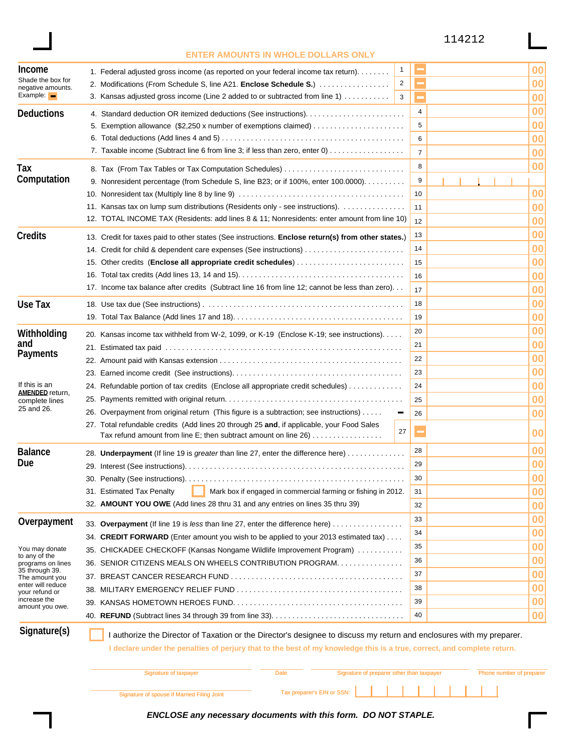114212

ENTER AMOUNTS IN WHOLE DOLLARS ONLY

## Income

Shade the box for negative amounts. Example: ▬

| | | | |
|---|---|---|---|
| 1. Federal adjusted gross income (as reported on your federal income tax return) | 1 | | 00 |
| 2. Modifications (From Schedule S, line A21. **Enclose Schedule S.**) | 2 | | 00 |
| 3. Kansas adjusted gross income (Line 2 added to or subtracted from line 1) | 3 | | 00 |

## Deductions

| | | | |
|---|---|---|---|
| 4. Standard deduction OR itemized deductions (See instructions) | 4 | | 00 |
| 5. Exemption allowance ($2,250 x number of exemptions claimed) | 5 | | 00 |
| 6. Total deductions (Add lines 4 and 5) | 6 | | 00 |
| 7. Taxable income (Subtract line 6 from line 3; if less than zero, enter 0) | 7 | | 00 |

## Tax Computation

| | | | |
|---|---|---|---|
| 8. Tax (From Tax Tables or Tax Computation Schedules) | 8 | | 00 |
| 9. Nonresident percentage (from Schedule S, line B23; or if 100%, enter 100.0000) | 9 | | |
| 10. Nonresident tax (Multiply line 8 by line 9) | 10 | | 00 |
| 11. Kansas tax on lump sum distributions (Residents only - see instructions) | 11 | | 00 |
| 12. TOTAL INCOME TAX (Residents: add lines 8 & 11; Nonresidents: enter amount from line 10) | 12 | | 00 |

## Credits

| | | | |
|---|---|---|---|
| 13. Credit for taxes paid to other states (See instructions. **Enclose return(s) from other states.**) | 13 | | 00 |
| 14. Credit for child & dependent care expenses (See instructions) | 14 | | 00 |
| 15. Other credits (**Enclose all appropriate credit schedules**) | 15 | | 00 |
| 16. Total tax credits (Add lines 13, 14 and 15) | 16 | | 00 |
| 17. Income tax balance after credits (Subtract line 16 from line 12; cannot be less than zero) | 17 | | 00 |

## Use Tax

| | | | |
|---|---|---|---|
| 18. Use tax due (See instructions) | 18 | | 00 |
| 19. Total Tax Balance (Add lines 17 and 18) | 19 | | 00 |

## Withholding and Payments

If this is an **AMENDED** return, complete lines 25 and 26.

| | | | |
|---|---|---|---|
| 20. Kansas income tax withheld from W-2, 1099, or K-19 (Enclose K-19; see instructions) | 20 | | 00 |
| 21. Estimated tax paid | 21 | | 00 |
| 22. Amount paid with Kansas extension | 22 | | 00 |
| 23. Earned income credit (See instructions) | 23 | | 00 |
| 24. Refundable portion of tax credits (Enclose all appropriate credit schedules) | 24 | | 00 |
| 25. Payments remitted with original return | 25 | | 00 |
| 26. Overpayment from original return (This figure is a subtraction; see instructions) ▬ | 26 | | 00 |
| 27. Total refundable credits (Add lines 20 through 25 **and**, if applicable, your Food Sales Tax refund amount from line E; then subtract amount on line 26) | 27 | | 00 |

## Balance Due

| | | | |
|---|---|---|---|
| 28. **Underpayment** (If line 19 is *greater* than line 27, enter the difference here) | 28 | | 00 |
| 29. Interest (See instructions) | 29 | | 00 |
| 30. Penalty (See instructions) | 30 | | 00 |
| 31. Estimated Tax Penalty ☐ Mark box if engaged in commercial farming or fishing in 2012. | 31 | | 00 |
| 32. **AMOUNT YOU OWE** (Add lines 28 thru 31 and any entries on lines 35 thru 39) | 32 | | 00 |

## Overpayment

You may donate to any of the programs on lines 35 through 39. The amount you enter will reduce your refund or increase the amount you owe.

| | | | |
|---|---|---|---|
| 33. **Overpayment** (If line 19 is *less* than line 27, enter the difference here) | 33 | | 00 |
| 34. **CREDIT FORWARD** (Enter amount you wish to be applied to your 2013 estimated tax) | 34 | | 00 |
| 35. CHICKADEE CHECKOFF (Kansas Nongame Wildlife Improvement Program) | 35 | | 00 |
| 36. SENIOR CITIZENS MEALS ON WHEELS CONTRIBUTION PROGRAM | 36 | | 00 |
| 37. BREAST CANCER RESEARCH FUND | 37 | | 00 |
| 38. MILITARY EMERGENCY RELIEF FUND | 38 | | 00 |
| 39. KANSAS HOMETOWN HEROES FUND | 39 | | 00 |
| 40. **REFUND** (Subtract lines 34 through 39 from line 33) | 40 | | 00 |

## Signature(s)

☐ I authorize the Director of Taxation or the Director's designee to discuss my return and enclosures with my preparer.

I declare under the penalties of perjury that to the best of my knowledge this is a true, correct, and complete return.

Signature of taxpayer | Date | Signature of preparer other than taxpayer | Phone number of preparer

Signature of spouse if Married Filing Joint | Tax preparer's EIN or SSN:

***ENCLOSE any necessary documents with this form. DO NOT STAPLE.***